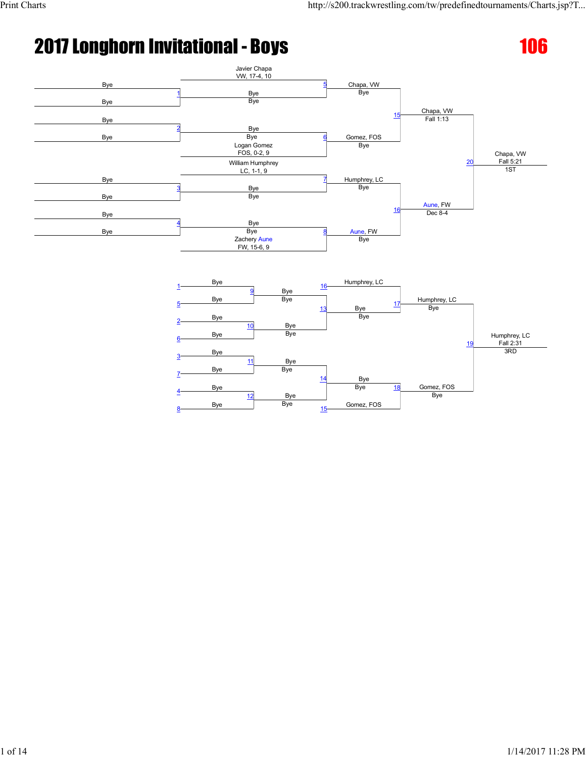# 2017 Longhorn Invitational - Boys

## 106

### Championship Bracket

**Round 1**

- Match 1: Bye vs Bye
- Match 2: Bye vs Bye
- Match 3: Bye vs Bye
- Match 4: Bye vs Bye

**Round 2**

- Match 5: Javier Chapa (VW, 17-4, 10) vs Bye — Chapa, VW (Bye)
- Match 6: Bye vs Logan Gomez (FOS, 0-2, 9) — Gomez, FOS (Bye)
- Match 7: William Humphrey (LC, 1-1, 9) vs Bye — Humphrey, LC (Bye)
- Match 8: Bye vs Zachery Aune (FW, 15-6, 9) — Aune, FW (Bye)

**Semifinals**

- Match 15: Chapa, VW over Gomez, FOS — Fall 1:13
- Match 16: Aune, FW over Humphrey, LC — Dec 8-4

**Final**

- Match 20: Chapa, VW over Aune, FW — Fall 5:21 — 1ST

### Consolation Bracket

- Match 9: Bye (L1) vs Bye (L5) — Bye
- Match 10: Bye (L2) vs Bye (L6) — Bye
- Match 11: Bye (L3) vs Bye (L7) — Bye
- Match 12: Bye (L4) vs Bye (L8) — Bye
- Match 13: Bye vs Bye — Bye
- Match 14: Bye vs Bye — Bye
- Match 17: Humphrey, LC (L16) vs Bye (W13) — Humphrey, LC (Bye)
- Match 18: Bye (W14) vs Gomez, FOS (L15) — Gomez, FOS (Bye)
- Match 19: Humphrey, LC over Gomez, FOS — Fall 2:31 — 3RD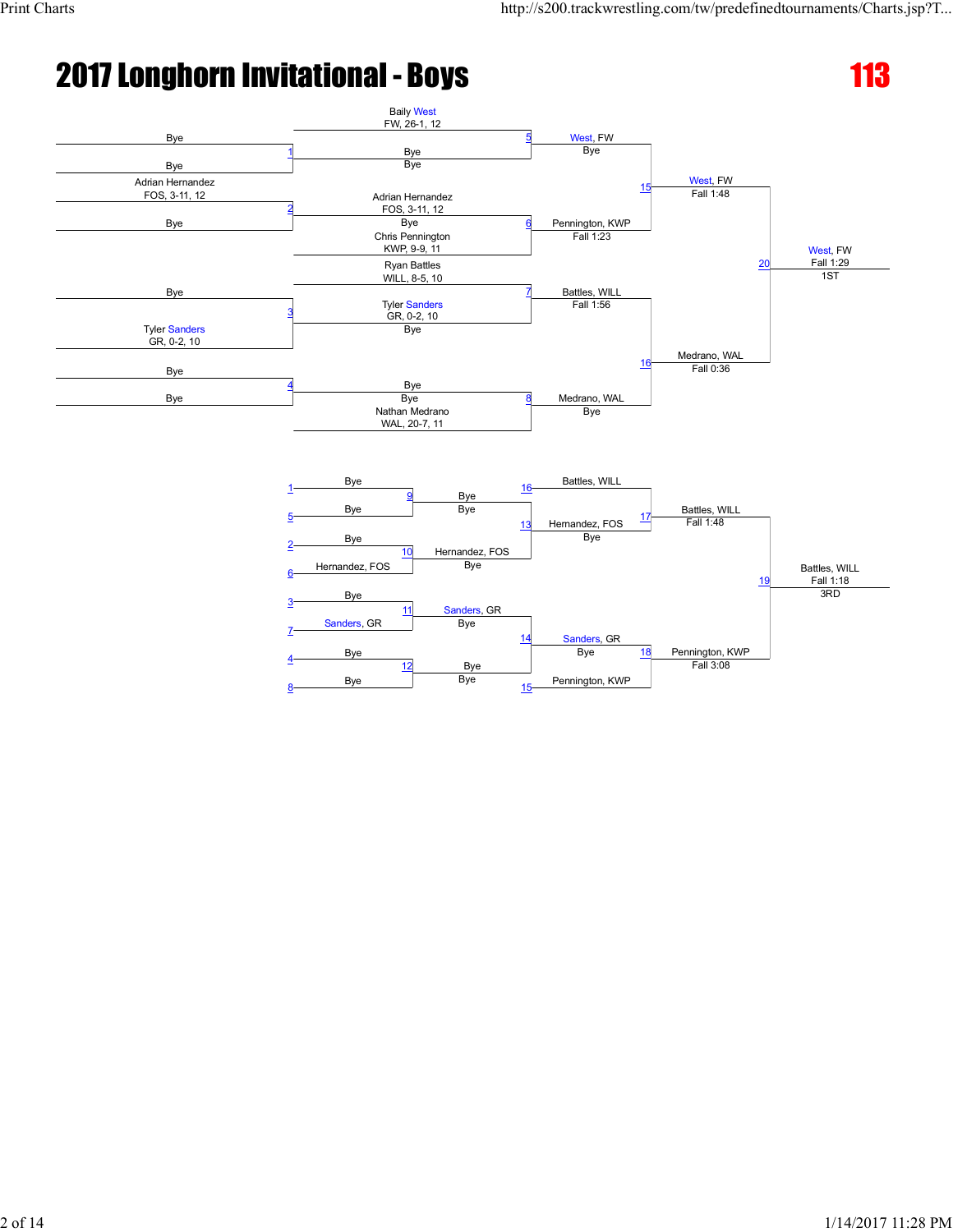# 2017 Longhorn Invitational - Boys

## 113

### Championship Bracket

**First Round**

- Match 1: Bye vs Bye
- Match 2: Adrian Hernandez (FOS, 3-11, 12) vs Bye
- Match 3: Bye vs Tyler Sanders (GR, 0-2, 10)
- Match 4: Bye vs Bye

**Second Round**

- Match 5: Baily West (FW, 26-1, 12) vs Bye — West, FW, Bye
- Match 6: Adrian Hernandez (FOS, 3-11, 12) vs Chris Pennington (KWP, 9-9, 11) — Pennington, KWP, Fall 1:23
- Match 7: Ryan Battles (WILL, 8-5, 10) vs Tyler Sanders (GR, 0-2, 10) — Battles, WILL, Fall 1:56
- Match 8: Bye vs Nathan Medrano (WAL, 20-7, 11) — Medrano, WAL, Bye

**Semifinals**

- Match 15: West, FW vs Pennington, KWP — West, FW, Fall 1:48
- Match 16: Battles, WILL vs Medrano, WAL — Medrano, WAL, Fall 0:36

**Final**

- Match 20: West, FW vs Medrano, WAL — West, FW, Fall 1:29 — 1ST

### Consolation Bracket

- Match 9: Bye (L1) vs Bye (L5) — Bye, Bye
- Match 10: Bye (L2) vs Hernandez, FOS (L6) — Hernandez, FOS, Bye
- Match 11: Bye (L3) vs Sanders, GR (L7) — Sanders, GR, Bye
- Match 12: Bye (L4) vs Bye (L8) — Bye, Bye
- Match 13: Bye vs Hernandez, FOS — Hernandez, FOS, Bye
- Match 14: Sanders, GR vs Bye — Sanders, GR, Bye
- Match 17: Battles, WILL (L16) vs Hernandez, FOS — Battles, WILL, Fall 1:48
- Match 18: Sanders, GR vs Pennington, KWP (L15) — Pennington, KWP, Fall 3:08
- Match 19: Battles, WILL vs Pennington, KWP — Battles, WILL, Fall 1:18 — 3RD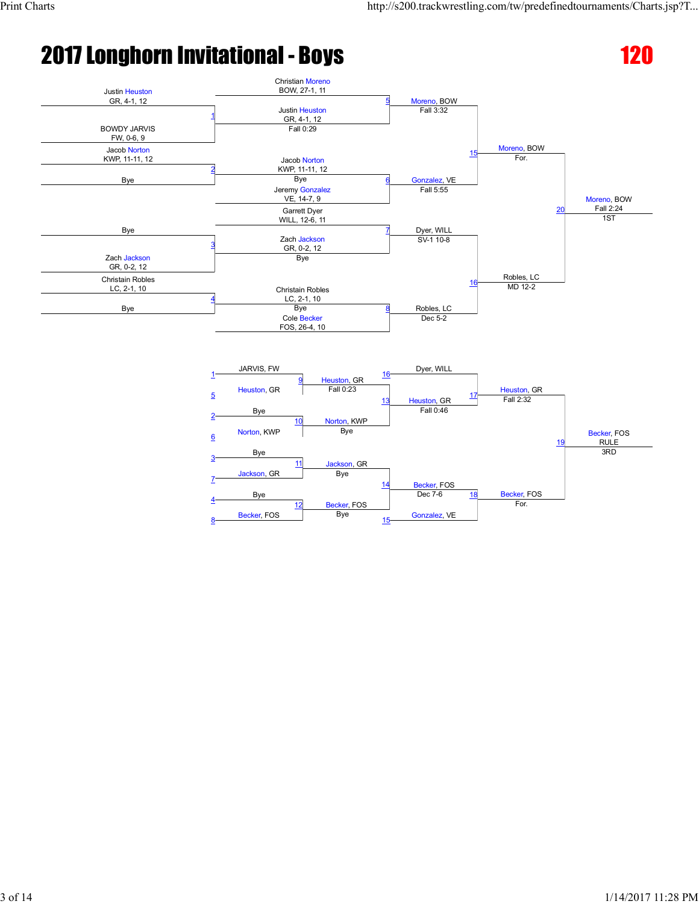# 2017 Longhorn Invitational - Boys

## 120

### Championship Bracket

**Round 1**

| Match | Wrestler | Wrestler | Winner | Result |
|---|---|---|---|---|
| 1 | Justin Heuston, GR, 4-1, 12 | BOWDY JARVIS, FW, 0-6, 9 | Justin Heuston, GR, 4-1, 12 | Fall 0:29 |
| 2 | Jacob Norton, KWP, 11-11, 12 | Bye | Jacob Norton, KWP, 11-11, 12 | Bye |
| 3 | Bye | Zach Jackson, GR, 0-2, 12 | Zach Jackson, GR, 0-2, 12 | Bye |
| 4 | Christain Robles, LC, 2-1, 10 | Bye | Christain Robles, LC, 2-1, 10 | Bye |

**Quarterfinals**

| Match | Wrestler | Wrestler | Winner | Result |
|---|---|---|---|---|
| 5 | Christian Moreno, BOW, 27-1, 11 | Justin Heuston, GR, 4-1, 12 | Moreno, BOW | Fall 3:32 |
| 6 | Jacob Norton, KWP, 11-11, 12 | Jeremy Gonzalez, VE, 14-7, 9 | Gonzalez, VE | Fall 5:55 |
| 7 | Garrett Dyer, WILL, 12-6, 11 | Zach Jackson, GR, 0-2, 12 | Dyer, WILL | SV-1 10-8 |
| 8 | Christain Robles, LC, 2-1, 10 | Cole Becker, FOS, 26-4, 10 | Robles, LC | Dec 5-2 |

**Semifinals**

| Match | Wrestler | Wrestler | Winner | Result |
|---|---|---|---|---|
| 15 | Moreno, BOW | Gonzalez, VE | Moreno, BOW | For. |
| 16 | Dyer, WILL | Robles, LC | Robles, LC | MD 12-2 |

**Final**

| Match | Wrestler | Wrestler | Winner | Result | Place |
|---|---|---|---|---|---|
| 20 | Moreno, BOW | Robles, LC | Moreno, BOW | Fall 2:24 | 1ST |

### Consolation Bracket

| Match | Wrestler | Wrestler | Winner | Result |
|---|---|---|---|---|
| 9 | JARVIS, FW (L1) | Heuston, GR (L5) | Heuston, GR | Fall 0:23 |
| 10 | Bye (L2) | Norton, KWP (L6) | Norton, KWP | Bye |
| 11 | Bye (L3) | Jackson, GR (L7) | Jackson, GR | Bye |
| 12 | Bye (L4) | Becker, FOS (L8) | Becker, FOS | Bye |
| 13 | Heuston, GR | Norton, KWP | Heuston, GR | Fall 0:46 |
| 14 | Jackson, GR | Becker, FOS | Becker, FOS | Dec 7-6 |
| 17 | Dyer, WILL (L16) | Heuston, GR | Heuston, GR | Fall 2:32 |
| 18 | Becker, FOS | Gonzalez, VE (L15) | Becker, FOS | For. |
| 19 | Heuston, GR | Becker, FOS | Becker, FOS | RULE — 3RD |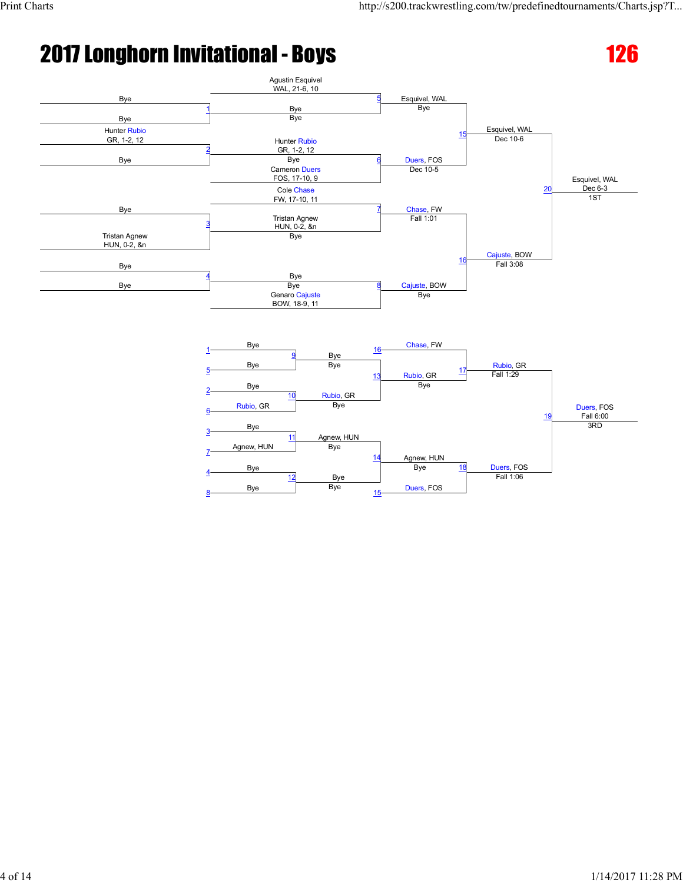# 2017 Longhorn Invitational - Boys

## 126

### Championship Bracket

**Round 1**

- Match 1: Bye vs Bye
- Match 2: Hunter Rubio (GR, 1-2, 12) vs Bye
- Match 3: Bye vs Tristan Agnew (HUN, 0-2, &n)
- Match 4: Bye vs Bye

**Quarterfinals**

- Match 5: Agustin Esquivel (WAL, 21-6, 10) vs Bye — Esquivel, WAL (Bye)
- Match 6: Hunter Rubio (GR, 1-2, 12) vs Cameron Duers (FOS, 17-10, 9) — Duers, FOS (Dec 10-5)
- Match 7: Cole Chase (FW, 17-10, 11) vs Tristan Agnew (HUN, 0-2, &n) — Chase, FW (Fall 1:01)
- Match 8: Bye vs Genaro Cajuste (BOW, 18-9, 11) — Cajuste, BOW (Bye)

**Semifinals**

- Match 15: Esquivel, WAL vs Duers, FOS — Esquivel, WAL (Dec 10-6)
- Match 16: Chase, FW vs Cajuste, BOW — Cajuste, BOW (Fall 3:08)

**Final**

- Match 20: Esquivel, WAL vs Cajuste, BOW — Esquivel, WAL (Dec 6-3) — 1ST

### Consolation Bracket

**Round 1**

- Match 9: Bye (loser of 1) vs Bye (loser of 5) — Bye
- Match 10: Bye (loser of 2) vs Rubio, GR (loser of 6) — Rubio, GR (Bye)
- Match 11: Bye (loser of 3) vs Agnew, HUN (loser of 7) — Agnew, HUN (Bye)
- Match 12: Bye (loser of 4) vs Bye (loser of 8) — Bye

**Round 2**

- Match 13: Bye vs Rubio, GR — Rubio, GR (Bye)
- Match 14: Agnew, HUN vs Bye — Agnew, HUN (Bye)

**Consolation Semifinals**

- Match 17: Chase, FW (loser of 16) vs Rubio, GR — Rubio, GR (Fall 1:29)
- Match 18: Agnew, HUN vs Duers, FOS (loser of 15) — Duers, FOS (Fall 1:06)

**Third Place**

- Match 19: Rubio, GR vs Duers, FOS — Duers, FOS (Fall 6:00) — 3RD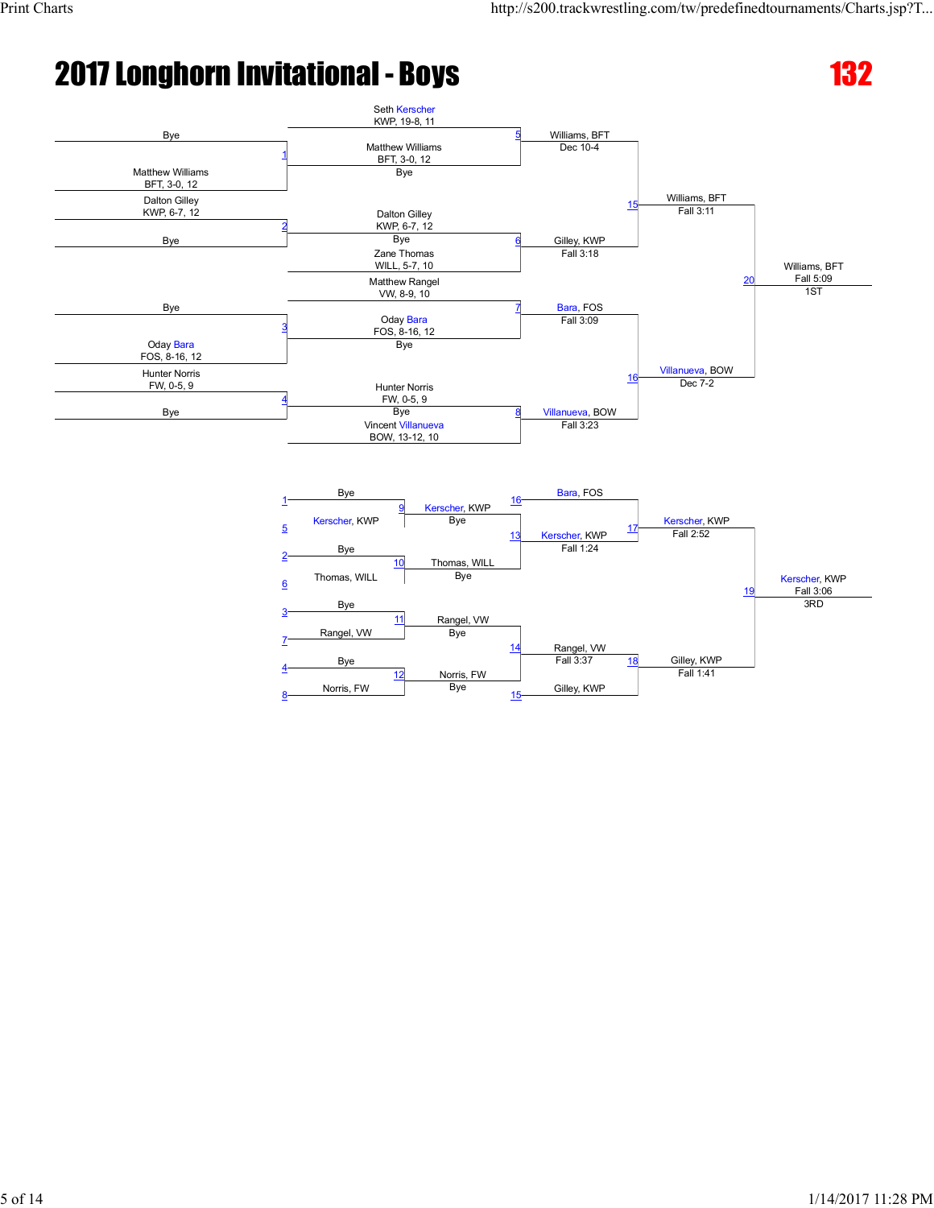# 2017 Longhorn Invitational - Boys

## 132

### Championship Bracket

**Round 1**

- Match 1: Bye vs. Matthew Williams (BFT, 3-0, 12)
- Match 2: Dalton Gilley (KWP, 6-7, 12) vs. Bye
- Match 3: Bye vs. Oday Bara (FOS, 8-16, 12)
- Match 4: Hunter Norris (FW, 0-5, 9) vs. Bye

**Quarterfinals**

- Match 5: Seth Kerscher (KWP, 19-8, 11) vs. Matthew Williams (BFT, 3-0, 12) — Williams, BFT, Dec 10-4
- Match 6: Dalton Gilley (KWP, 6-7, 12) vs. Zane Thomas (WILL, 5-7, 10) — Gilley, KWP, Fall 3:18
- Match 7: Matthew Rangel (VW, 8-9, 10) vs. Oday Bara (FOS, 8-16, 12) — Bara, FOS, Fall 3:09
- Match 8: Hunter Norris (FW, 0-5, 9) vs. Vincent Villanueva (BOW, 13-12, 10) — Villanueva, BOW, Fall 3:23

**Semifinals**

- Match 15: Williams, BFT vs. Gilley, KWP — Williams, BFT, Fall 3:11
- Match 16: Bara, FOS vs. Villanueva, BOW — Villanueva, BOW, Dec 7-2

**Final**

- Match 20: Williams, BFT vs. Villanueva, BOW — Williams, BFT, Fall 5:09 — 1ST

### Consolation Bracket

**Round 1**

- Match 9: Bye vs. Kerscher, KWP — Kerscher, KWP, Bye
- Match 10: Bye vs. Thomas, WILL — Thomas, WILL, Bye
- Match 11: Bye vs. Rangel, VW — Rangel, VW, Bye
- Match 12: Bye vs. Norris, FW — Norris, FW, Bye

**Round 2**

- Match 13: Kerscher, KWP vs. Thomas, WILL — Kerscher, KWP, Fall 1:24
- Match 14: Rangel, VW vs. Norris, FW — Rangel, VW, Fall 3:37

**Consolation Semifinals**

- Match 17: Bara, FOS vs. Kerscher, KWP — Kerscher, KWP, Fall 2:52
- Match 18: Rangel, VW vs. Gilley, KWP — Gilley, KWP, Fall 1:41

**3rd Place**

- Match 19: Kerscher, KWP vs. Gilley, KWP — Kerscher, KWP, Fall 3:06 — 3RD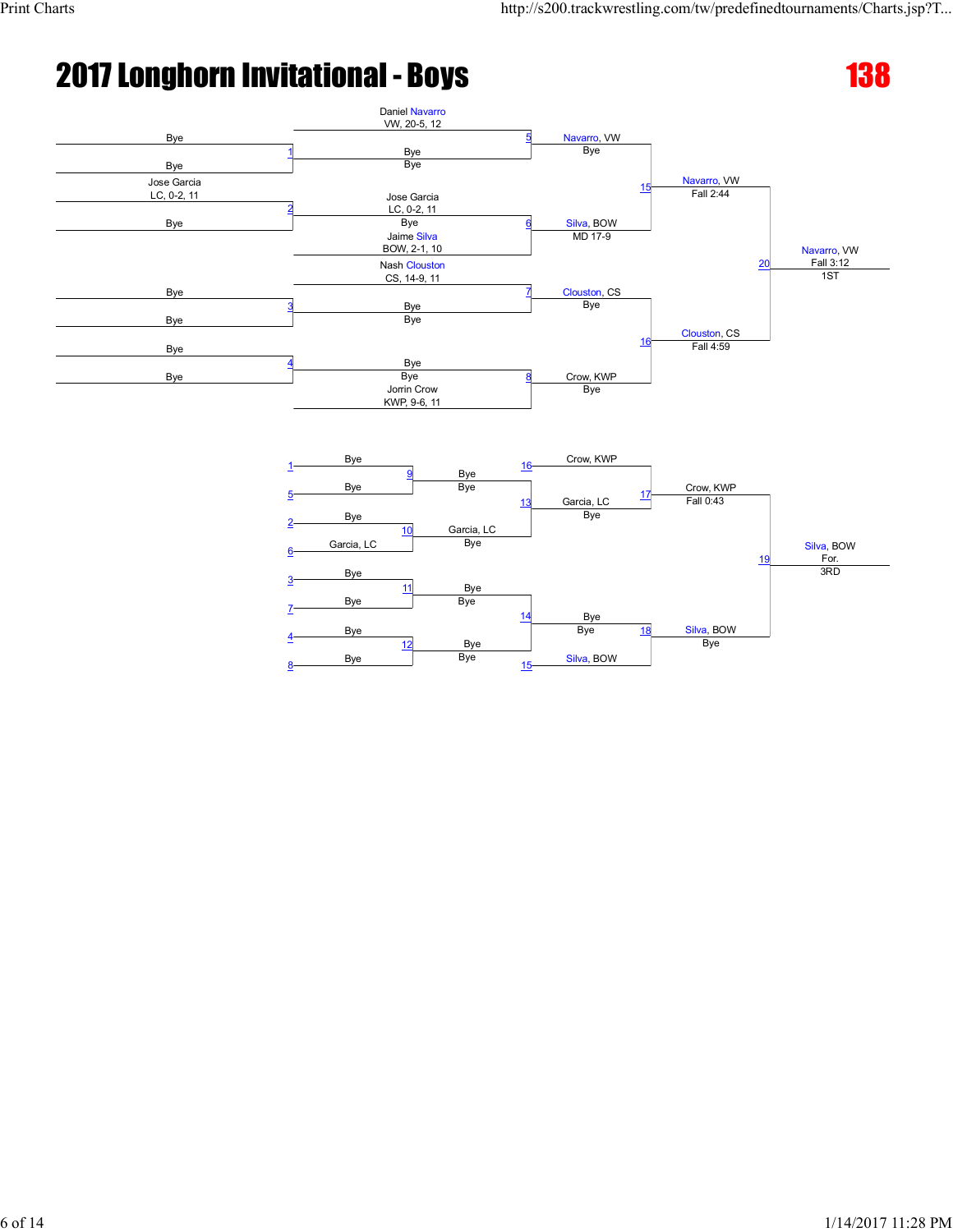# 2017 Longhorn Invitational - Boys

## 138

### Championship Bracket

**Preliminary Round**

| Match | Wrestler 1 | Wrestler 2 | Result |
|---|---|---|---|
| 1 | Bye | Bye | Bye |
| 2 | Jose Garcia, LC, 0-2, 11 | Bye | Jose Garcia, LC, 0-2, 11 |
| 3 | Bye | Bye | Bye |
| 4 | Bye | Bye | Bye |

**Quarterfinals**

| Match | Wrestler 1 | Wrestler 2 | Winner | Result |
|---|---|---|---|---|
| 5 | Daniel Navarro, VW, 20-5, 12 | Bye | Navarro, VW | Bye |
| 6 | Jose Garcia, LC, 0-2, 11 | Jaime Silva, BOW, 2-1, 10 | Silva, BOW | MD 17-9 |
| 7 | Nash Clouston, CS, 14-9, 11 | Bye | Clouston, CS | Bye |
| 8 | Bye | Jorrin Crow, KWP, 9-6, 11 | Crow, KWP | Bye |

**Semifinals**

| Match | Winner | Result |
|---|---|---|
| 15 | Navarro, VW | Fall 2:44 |
| 16 | Clouston, CS | Fall 4:59 |

**Final**

| Match | Winner | Result | Place |
|---|---|---|---|
| 20 | Navarro, VW | Fall 3:12 | 1ST |

### Consolation Bracket

| Match | Wrestler 1 | Wrestler 2 | Winner | Result |
|---|---|---|---|---|
| 9 | Bye (L1) | Bye (L5) | Bye | Bye |
| 10 | Bye (L2) | Garcia, LC (L6) | Garcia, LC | Bye |
| 11 | Bye (L3) | Bye (L7) | Bye | Bye |
| 12 | Bye (L4) | Bye (L8) | Bye | Bye |
| 13 | Bye | Garcia, LC | Garcia, LC | Bye |
| 14 | Bye | Bye | Bye | Bye |
| 17 | Crow, KWP (L16) | Garcia, LC | Crow, KWP | Fall 0:43 |
| 18 | Bye | Silva, BOW (L15) | Silva, BOW | Bye |

| Match | Winner | Result | Place |
|---|---|---|---|
| 19 | Silva, BOW | For. | 3RD |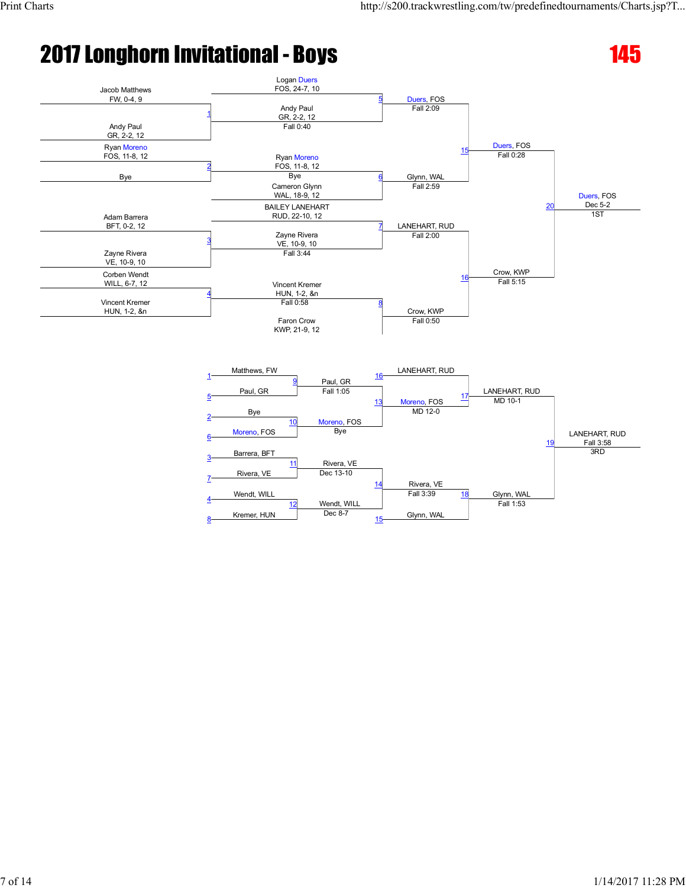# 2017 Longhorn Invitational - Boys

## 145

### Championship Bracket

**Match 1:** Jacob Matthews (FW, 0-4, 9) vs Andy Paul (GR, 2-2, 12) — Winner: Andy Paul, Fall 0:40

**Match 2:** Ryan Moreno (FOS, 11-8, 12) vs Bye — Winner: Ryan Moreno, Bye

**Match 3:** Adam Barrera (BFT, 0-2, 12) vs Zayne Rivera (VE, 10-9, 10) — Winner: Zayne Rivera, Fall 3:44

**Match 4:** Corben Wendt (WILL, 6-7, 12) vs Vincent Kremer (HUN, 1-2, &n) — Winner: Vincent Kremer, Fall 0:58

**Match 5:** Logan Duers (FOS, 24-7, 10) vs Andy Paul (GR, 2-2, 12) — Winner: Duers, FOS, Fall 2:09

**Match 6:** Ryan Moreno (FOS, 11-8, 12) vs Cameron Glynn (WAL, 18-9, 12) — Winner: Glynn, WAL, Fall 2:59

**Match 7:** BAILEY LANEHART (RUD, 22-10, 12) vs Zayne Rivera (VE, 10-9, 10) — Winner: LANEHART, RUD, Fall 2:00

**Match 8:** Vincent Kremer (HUN, 1-2, &n) vs Faron Crow (KWP, 21-9, 12) — Winner: Crow, KWP, Fall 0:50

**Match 15:** Duers, FOS vs Glynn, WAL — Winner: Duers, FOS, Fall 0:28

**Match 16:** LANEHART, RUD vs Crow, KWP — Winner: Crow, KWP, Fall 5:15

**Match 20:** Duers, FOS vs Crow, KWP — Winner: Duers, FOS, Dec 5-2 — 1ST

### Consolation Bracket

**Match 9:** Matthews, FW (loser of 1) vs Paul, GR (loser of 5) — Winner: Paul, GR, Fall 1:05

**Match 10:** Bye (loser of 2) vs Moreno, FOS (loser of 6) — Winner: Moreno, FOS, Bye

**Match 11:** Barrera, BFT (loser of 3) vs Rivera, VE (loser of 7) — Winner: Rivera, VE, Dec 13-10

**Match 12:** Wendt, WILL (loser of 4) vs Kremer, HUN (loser of 8) — Winner: Wendt, WILL, Dec 8-7

**Match 13:** LANEHART, RUD (loser of 16) vs Paul, GR — Winner: LANEHART, RUD; Moreno, FOS, MD 12-0

**Match 14:** Rivera, VE vs Wendt, WILL — Winner: Rivera, VE, Fall 3:39

**Match 17:** LANEHART, RUD vs Moreno, FOS — Winner: LANEHART, RUD, MD 10-1

**Match 18:** Rivera, VE vs Glynn, WAL (loser of 15) — Winner: Glynn, WAL, Fall 1:53

**Match 19:** LANEHART, RUD vs Glynn, WAL — Winner: LANEHART, RUD, Fall 3:58 — 3RD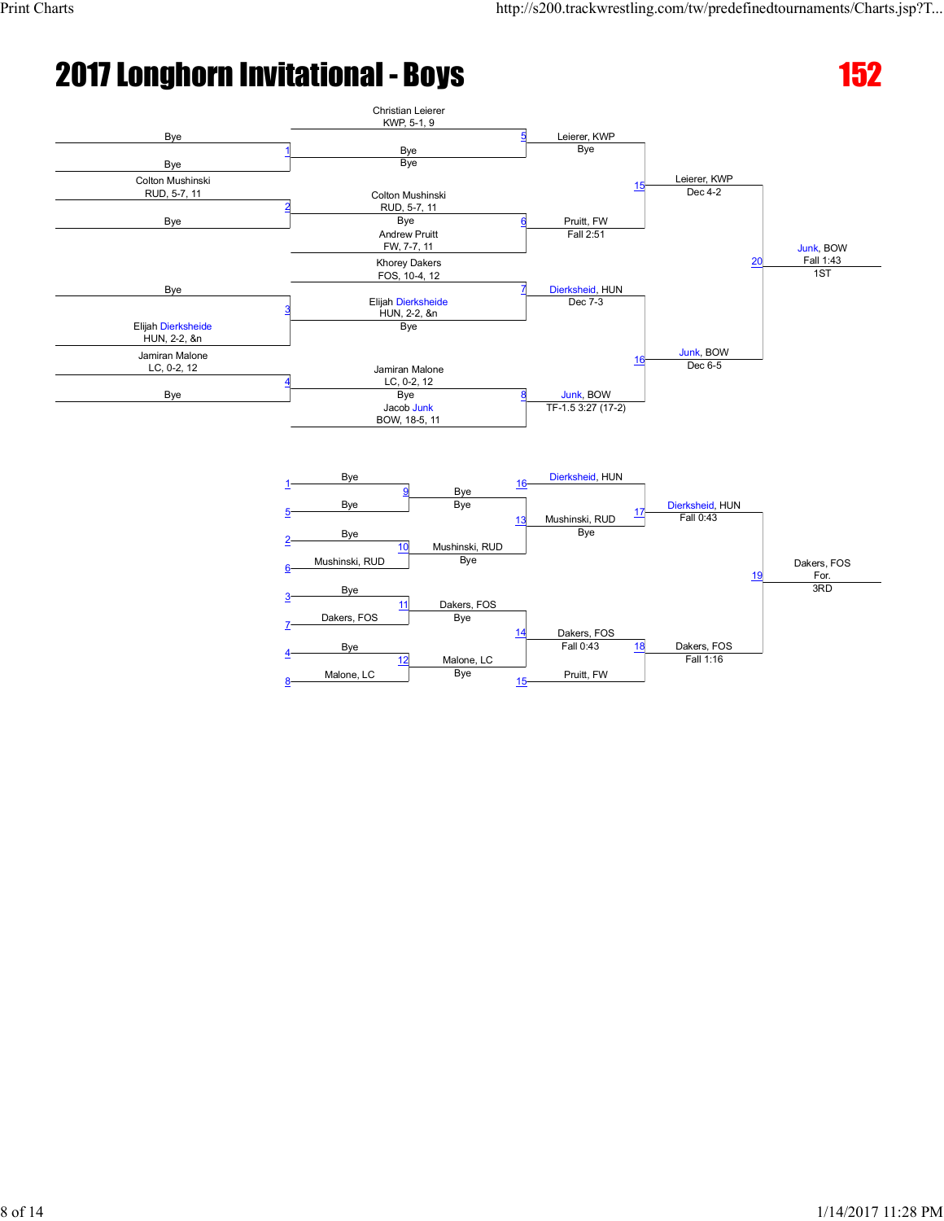# 2017 Longhorn Invitational - Boys

## 152

### Championship Bracket

**First Round**

| Match | Wrestler 1 | Wrestler 2 | Winner |
|---|---|---|---|
| 1 | Bye | Bye | Bye |
| 2 | Colton Mushinski, RUD, 5-7, 11 | Bye | Colton Mushinski, RUD, 5-7, 11 |
| 3 | Bye | Elijah Dierksheide, HUN, 2-2, &n | Elijah Dierksheide, HUN, 2-2, &n |
| 4 | Jamiran Malone, LC, 0-2, 12 | Bye | Jamiran Malone, LC, 0-2, 12 |

**Quarterfinals**

| Match | Wrestler 1 | Wrestler 2 | Winner | Result |
|---|---|---|---|---|
| 5 | Christian Leierer, KWP, 5-1, 9 | Bye | Leierer, KWP | Bye |
| 6 | Colton Mushinski, RUD, 5-7, 11 | Andrew Pruitt, FW, 7-7, 11 | Pruitt, FW | Fall 2:51 |
| 7 | Khorey Dakers, FOS, 10-4, 12 | Elijah Dierksheide, HUN, 2-2, &n | Dierksheid, HUN | Dec 7-3 |
| 8 | Jamiran Malone, LC, 0-2, 12 | Jacob Junk, BOW, 18-5, 11 | Junk, BOW | TF-1.5 3:27 (17-2) |

**Semifinals**

| Match | Winner | Result |
|---|---|---|
| 15 | Leierer, KWP | Dec 4-2 |
| 16 | Junk, BOW | Dec 6-5 |

**Final**

| Match | Winner | Result | Place |
|---|---|---|---|
| 20 | Junk, BOW | Fall 1:43 | 1ST |

### Consolation Bracket

| Match | Wrestler 1 | Wrestler 2 | Winner | Result |
|---|---|---|---|---|
| 9 | Bye (L1) | Bye (L5) | Bye | Bye |
| 10 | Bye (L2) | Mushinski, RUD (L6) | Mushinski, RUD | Bye |
| 11 | Bye (L3) | Dakers, FOS (L7) | Dakers, FOS | Bye |
| 12 | Bye (L4) | Malone, LC (L8) | Malone, LC | Bye |
| 13 | Bye | Mushinski, RUD | Mushinski, RUD | Bye |
| 14 | Dakers, FOS | Malone, LC | Dakers, FOS | Fall 0:43 |
| 17 | Dierksheid, HUN (L16) | Mushinski, RUD | Dierksheid, HUN | Fall 0:43 |
| 18 | Dakers, FOS | Pruitt, FW (L15) | Dakers, FOS | Fall 1:16 |
| 19 | Dierksheid, HUN | Dakers, FOS | Dakers, FOS | For. (3RD) |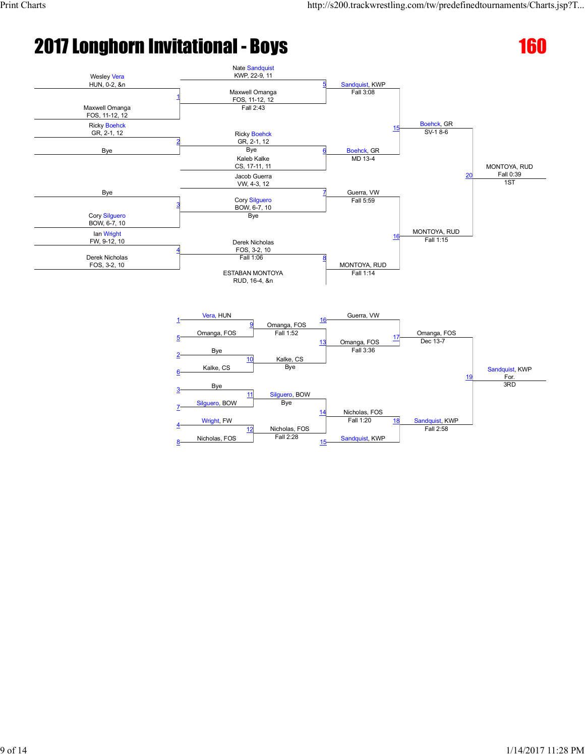# 2017 Longhorn Invitational - Boys

## 160

### Championship Bracket

**Round 1**

- Bout 1: Wesley Vera (HUN, 0-2, &n) vs. Maxwell Omanga (FOS, 11-12, 12) — Winner: Maxwell Omanga (FOS, 11-12, 12), Fall 2:43
- Bout 2: Ricky Boehck (GR, 2-1, 12) vs. Bye — Winner: Ricky Boehck (GR, 2-1, 12), Bye
- Bout 3: Bye vs. Cory Silguero (BOW, 6-7, 10) — Winner: Cory Silguero (BOW, 6-7, 10), Bye
- Bout 4: Ian Wright (FW, 9-12, 10) vs. Derek Nicholas (FOS, 3-2, 10) — Winner: Derek Nicholas (FOS, 3-2, 10), Fall 1:06

**Quarterfinals**

- Bout 5: Nate Sandquist (KWP, 22-9, 11) vs. Maxwell Omanga (FOS, 11-12, 12) — Winner: Sandquist, KWP, Fall 3:08
- Bout 6: Ricky Boehck (GR, 2-1, 12) vs. Kaleb Kalke (CS, 17-11, 11) — Winner: Boehck, GR, MD 13-4
- Bout 7: Jacob Guerra (VW, 4-3, 12) vs. Cory Silguero (BOW, 6-7, 10) — Winner: Guerra, VW, Fall 5:59
- Bout 8: Derek Nicholas (FOS, 3-2, 10) vs. ESTABAN MONTOYA (RUD, 16-4, &n) — Winner: MONTOYA, RUD, Fall 1:14

**Semifinals**

- Bout 15: Sandquist, KWP vs. Boehck, GR — Winner: Boehck, GR, SV-1 8-6
- Bout 16: Guerra, VW vs. MONTOYA, RUD — Winner: MONTOYA, RUD, Fall 1:15

**Final**

- Bout 20: Boehck, GR vs. MONTOYA, RUD — Winner: MONTOYA, RUD, Fall 0:39 — 1ST

### Consolation Bracket

- Bout 9: Vera, HUN (L1) vs. Omanga, FOS (L5) — Winner: Omanga, FOS, Fall 1:52
- Bout 10: Bye (L2) vs. Kalke, CS (L6) — Winner: Kalke, CS, Bye
- Bout 11: Bye (L3) vs. Silguero, BOW (L7) — Winner: Silguero, BOW, Bye
- Bout 12: Wright, FW (L4) vs. Nicholas, FOS (L8) — Winner: Nicholas, FOS, Fall 2:28
- Bout 13: Guerra, VW (L16) vs. Omanga, FOS — Winner: Omanga, FOS, Fall 3:36
- Bout 14: Kalke, CS vs. Silguero, BOW / Nicholas, FOS — Winner: Nicholas, FOS, Fall 1:20
- Bout 17: Omanga, FOS — Dec 13-7
- Bout 18: Nicholas, FOS vs. Sandquist, KWP (L15) — Winner: Sandquist, KWP, Fall 2:58
- Bout 19: Omanga, FOS vs. Sandquist, KWP — Winner: Sandquist, KWP, For. — 3RD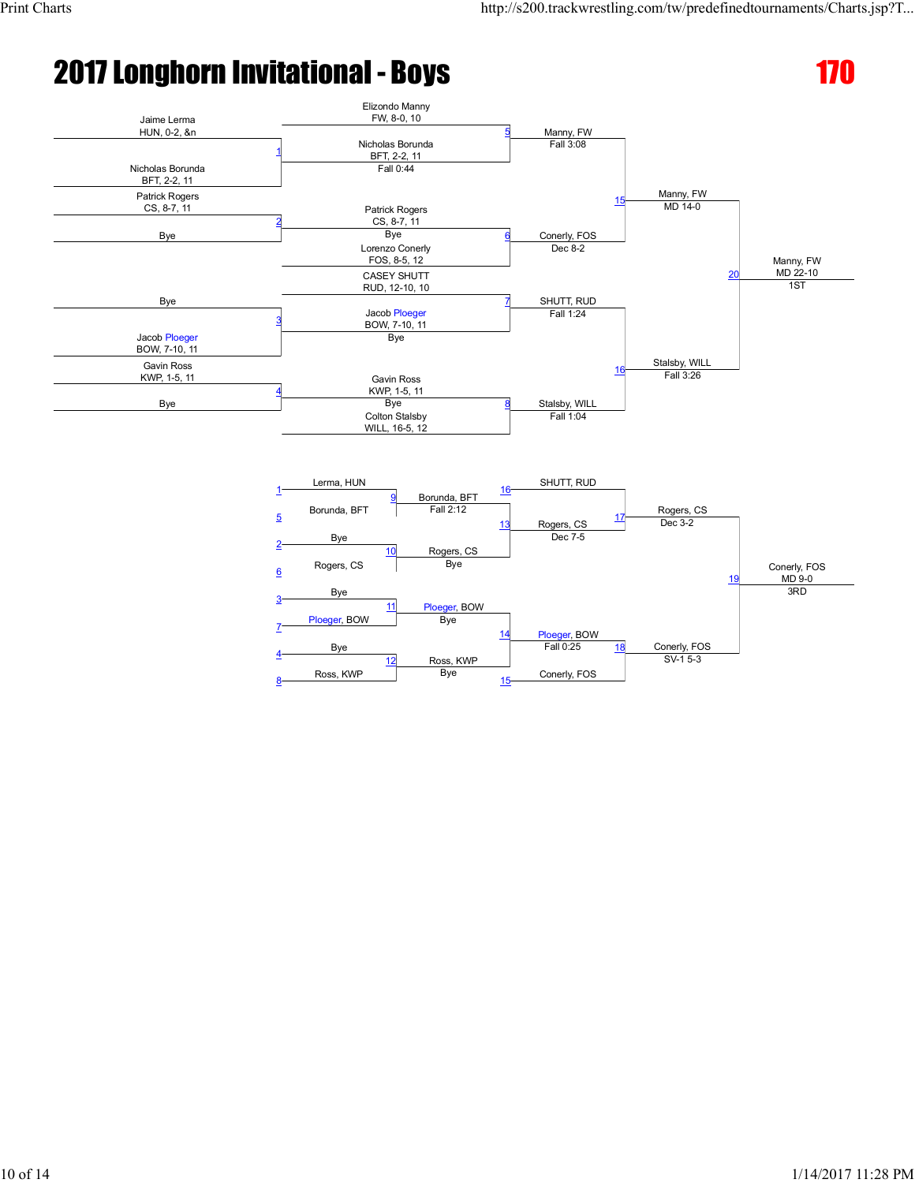# 2017 Longhorn Invitational - Boys

## 170

### Championship Bracket

**Round 1**

| Match | Wrestler 1 | Wrestler 2 | Winner | Result |
|---|---|---|---|---|
| 1 | Jaime Lerma, HUN, 0-2, &n | Nicholas Borunda, BFT, 2-2, 11 | Nicholas Borunda, BFT, 2-2, 11 | Fall 0:44 |
| 2 | Patrick Rogers, CS, 8-7, 11 | Bye | Patrick Rogers, CS, 8-7, 11 | Bye |
| 3 | Bye | Jacob Ploeger, BOW, 7-10, 11 | Jacob Ploeger, BOW, 7-10, 11 | Bye |
| 4 | Gavin Ross, KWP, 1-5, 11 | Bye | Gavin Ross, KWP, 1-5, 11 | Bye |

**Quarterfinals**

| Match | Wrestler 1 | Wrestler 2 | Winner | Result |
|---|---|---|---|---|
| 5 | Elizondo Manny, FW, 8-0, 10 | Nicholas Borunda, BFT, 2-2, 11 | Manny, FW | Fall 3:08 |
| 6 | Patrick Rogers, CS, 8-7, 11 | Lorenzo Conerly, FOS, 8-5, 12 | Conerly, FOS | Dec 8-2 |
| 7 | CASEY SHUTT, RUD, 12-10, 10 | Jacob Ploeger, BOW, 7-10, 11 | SHUTT, RUD | Fall 1:24 |
| 8 | Gavin Ross, KWP, 1-5, 11 | Colton Stalsby, WILL, 16-5, 12 | Stalsby, WILL | Fall 1:04 |

**Semifinals**

| Match | Winner | Result |
|---|---|---|
| 15 | Manny, FW | MD 14-0 |
| 16 | Stalsby, WILL | Fall 3:26 |

**Final**

| Match | Winner | Result | Place |
|---|---|---|---|
| 20 | Manny, FW | MD 22-10 | 1ST |

### Consolation Bracket

| Match | Wrestler 1 | Wrestler 2 | Winner | Result |
|---|---|---|---|---|
| 9 | Lerma, HUN (L1) | Borunda, BFT (L5) | Borunda, BFT | Fall 2:12 |
| 10 | Bye (L2) | Rogers, CS (L6) | Rogers, CS | Bye |
| 11 | Bye (L3) | Ploeger, BOW (L7) | Ploeger, BOW | Bye |
| 12 | Bye (L4) | Ross, KWP (L8) | Ross, KWP | Bye |
| 13 | Borunda, BFT | Rogers, CS | Rogers, CS | Dec 7-5 |
| 14 | Ploeger, BOW | Ross, KWP | Ploeger, BOW | Fall 0:25 |
| 17 | SHUTT, RUD (L16) | Rogers, CS | Rogers, CS | Dec 3-2 |
| 18 | Ploeger, BOW | Conerly, FOS (L15) | Conerly, FOS | SV-1 5-3 |
| 19 | Rogers, CS | Conerly, FOS | Conerly, FOS | MD 9-0 (3RD) |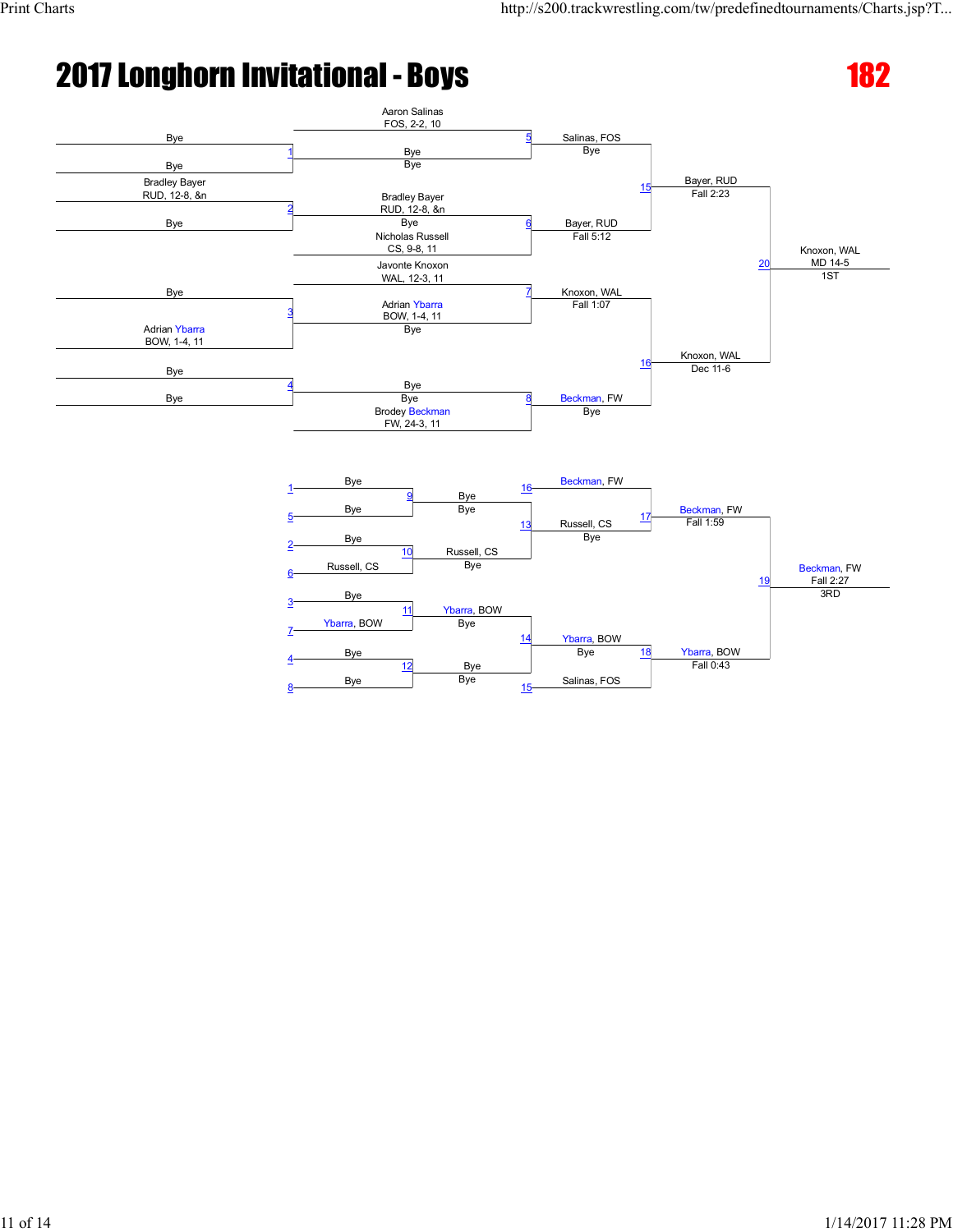# 2017 Longhorn Invitational - Boys

## 182

### Championship Bracket

**Round 1**

- Match 1: Bye vs Bye
- Match 2: Bradley Bayer (RUD, 12-8, &n) vs Bye
- Match 3: Bye vs Adrian Ybarra (BOW, 1-4, 11)
- Match 4: Bye vs Bye

**Quarterfinals**

- Match 5: Aaron Salinas (FOS, 2-2, 10) vs Bye — Salinas, FOS (Bye)
- Match 6: Bradley Bayer (RUD, 12-8, &n) vs Nicholas Russell (CS, 9-8, 11) — Bayer, RUD (Fall 5:12)
- Match 7: Javonte Knoxon (WAL, 12-3, 11) vs Adrian Ybarra (BOW, 1-4, 11) — Knoxon, WAL (Fall 1:07)
- Match 8: Bye vs Brodey Beckman (FW, 24-3, 11) — Beckman, FW (Bye)

**Semifinals**

- Match 15: Salinas, FOS vs Bayer, RUD — Bayer, RUD (Fall 2:23)
- Match 16: Knoxon, WAL vs Beckman, FW — Knoxon, WAL (Dec 11-6)

**Final**

- Match 20: Bayer, RUD vs Knoxon, WAL — Knoxon, WAL (MD 14-5) — 1ST

### Consolation Bracket

**Round 1**

- Match 9: Bye (L1) vs Bye (L5) — Bye (Bye)
- Match 10: Bye (L2) vs Russell, CS (L6) — Russell, CS (Bye)
- Match 11: Bye (L3) vs Ybarra, BOW (L7) — Ybarra, BOW (Bye)
- Match 12: Bye (L4) vs Bye (L8) — Bye (Bye)

**Round 2**

- Match 13: Bye vs Russell, CS — Russell, CS (Bye)
- Match 14: Ybarra, BOW vs Bye — Ybarra, BOW (Bye)

**Round 3**

- Match 17: Beckman, FW (L16) vs Russell, CS — Beckman, FW (Fall 1:59)
- Match 18: Ybarra, BOW vs Salinas, FOS (L15) — Ybarra, BOW (Fall 0:43)

**3rd Place**

- Match 19: Beckman, FW vs Ybarra, BOW — Beckman, FW (Fall 2:27) — 3RD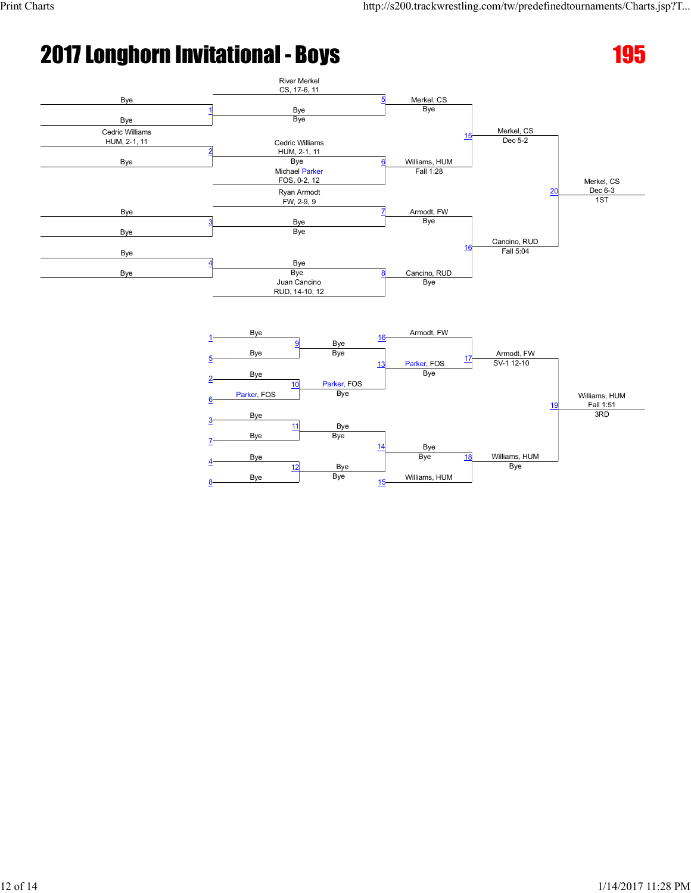# 2017 Longhorn Invitational - Boys

## 195

### Championship Bracket

**Round 1**

- Match 1: Bye vs Bye
- Match 2: Cedric Williams (HUM, 2-1, 11) vs Bye
- Match 3: Bye vs Bye
- Match 4: Bye vs Bye

**Quarterfinals**

- Match 5: River Merkel (CS, 17-6, 11) vs Bye — Winner: Merkel, CS (Bye)
- Match 6: Cedric Williams (HUM, 2-1, 11) vs Michael Parker (FOS, 0-2, 12) — Winner: Williams, HUM (Fall 1:28)
- Match 7: Ryan Armodt (FW, 2-9, 9) vs Bye — Winner: Armodt, FW (Bye)
- Match 8: Bye vs Juan Cancino (RUD, 14-10, 12) — Winner: Cancino, RUD (Bye)

**Semifinals**

- Match 15: Merkel, CS vs Williams, HUM — Winner: Merkel, CS (Dec 5-2)
- Match 16: Armodt, FW vs Cancino, RUD — Winner: Cancino, RUD (Fall 5:04)

**Final**

- Match 20: Merkel, CS vs Cancino, RUD — Winner: Merkel, CS (Dec 6-3) — 1ST

### Consolation Bracket

- Match 9: Bye (1) vs Bye (5) — Bye
- Match 10: Bye (2) vs Parker, FOS (6) — Parker, FOS (Bye)
- Match 11: Bye (3) vs Bye (7) — Bye
- Match 12: Bye (4) vs Bye (8) — Bye
- Match 13: Bye vs Parker, FOS — Parker, FOS (Bye)
- Match 14: Bye vs Bye — Bye
- Match 17: Armodt, FW (16) vs Parker, FOS — Armodt, FW (SV-1 12-10)
- Match 18: Bye vs Williams, HUM (15) — Williams, HUM (Bye)
- Match 19: Armodt, FW vs Williams, HUM — Williams, HUM (Fall 1:51) — 3RD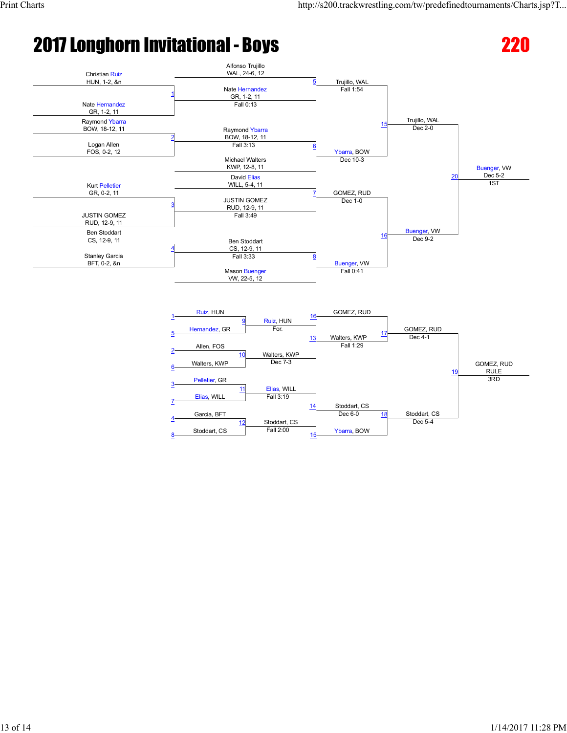# 2017 Longhorn Invitational - Boys

## 220

### Championship Bracket

**First Round**

- Match 1: Christian Ruiz (HUN, 1-2, &n) vs. Nate Hernandez (GR, 1-2, 11)
- Match 2: Raymond Ybarra (BOW, 18-12, 11) vs. Logan Allen (FOS, 0-2, 12)
- Match 3: Kurt Pelletier (GR, 0-2, 11) vs. JUSTIN GOMEZ (RUD, 12-9, 11)
- Match 4: Ben Stoddart (CS, 12-9, 11) vs. Stanley Garcia (BFT, 0-2, &n)

**Second Round**

- Match 5: Alfonso Trujillo (WAL, 24-6, 12) vs. Nate Hernandez (GR, 1-2, 11) — Hernandez won Match 1 by Fall 0:13
- Match 6: Raymond Ybarra (BOW, 18-12, 11) — won Match 2 by Fall 3:13 — vs. Michael Walters (KWP, 12-8, 11)
- Match 7: David Elias (WILL, 5-4, 11) vs. JUSTIN GOMEZ (RUD, 12-9, 11) — Gomez won Match 3 by Fall 3:49
- Match 8: Ben Stoddart (CS, 12-9, 11) — won Match 4 by Fall 3:33 — vs. Mason Buenger (VW, 22-5, 12)

**Quarterfinals Results**

- Match 5: Trujillo, WAL — Fall 1:54
- Match 6: Ybarra, BOW — Dec 10-3
- Match 7: GOMEZ, RUD — Dec 1-0
- Match 8: Buenger, VW — Fall 0:41

**Semifinals**

- Match 15: Trujillo, WAL — Dec 2-0
- Match 16: Buenger, VW — Dec 9-2

**Final**

- Match 20: Buenger, VW — Dec 5-2 — 1ST

### Consolation Bracket

**Consolation First Round**

- Match 9: Ruiz, HUN (L1) vs. Hernandez, GR (L5) — Ruiz, HUN, For.
- Match 10: Allen, FOS (L2) vs. Walters, KWP (L6) — Walters, KWP, Dec 7-3
- Match 11: Pelletier, GR (L3) vs. Elias, WILL (L7) — Elias, WILL, Fall 3:19
- Match 12: Garcia, BFT (L4) vs. Stoddart, CS (L8) — Stoddart, CS, Fall 2:00

**Consolation Second Round**

- Match 13: GOMEZ, RUD (L16) vs. Walters, KWP — Walters, KWP, Fall 1:29
- Match 14: Elias, WILL vs. Stoddart, CS — Stoddart, CS, Dec 6-0

**Consolation Semifinals**

- Match 17: GOMEZ, RUD vs. Walters, KWP — GOMEZ, RUD, Dec 4-1
- Match 18: Stoddart, CS vs. Ybarra, BOW (L15) — Stoddart, CS, Dec 5-4

**3rd Place**

- Match 19: GOMEZ, RUD — RULE — 3RD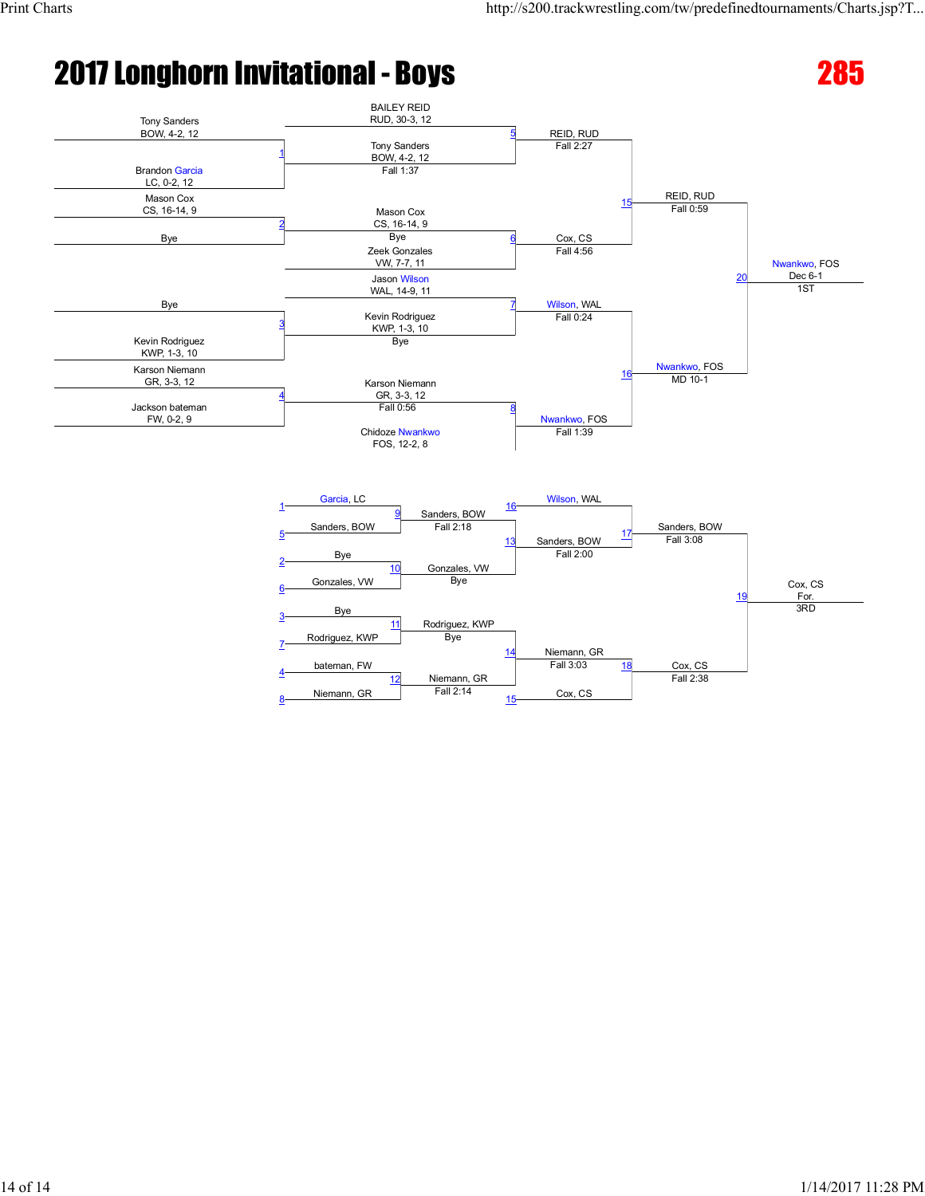# 2017 Longhorn Invitational - Boys

**285**

Tony Sanders
BOW, 4-2, 12

1

Brandon Garcia
LC, 0-2, 12

Mason Cox
CS, 16-14, 9

2

Bye

Bye

3

Kevin Rodriguez
KWP, 1-3, 10

Karson Niemann
GR, 3-3, 12

4

Jackson bateman
FW, 0-2, 9

BAILEY REID
RUD, 30-3, 12

5

Tony Sanders
BOW, 4-2, 12
Fall 1:37

Mason Cox
CS, 16-14, 9
Bye

6

Zeek Gonzales
VW, 7-7, 11

Jason Wilson
WAL, 14-9, 11

7

Kevin Rodriguez
KWP, 1-3, 10
Bye

Karson Niemann
GR, 3-3, 12
Fall 0:56

8

Chidoze Nwankwo
FOS, 12-2, 8

REID, RUD
Fall 2:27

15

Cox, CS
Fall 4:56

Wilson, WAL
Fall 0:24

16

Nwankwo, FOS
Fall 1:39

REID, RUD
Fall 0:59

20

Nwankwo, FOS
MD 10-1

Nwankwo, FOS
Dec 6-1
1ST

1 Garcia, LC

9

5 Sanders, BOW

Sanders, BOW
Fall 2:18

2 Bye

10

6 Gonzales, VW

Gonzales, VW
Bye

3 Bye

11

7 Rodriguez, KWP

Rodriguez, KWP
Bye

4 bateman, FW

12

8 Niemann, GR

Niemann, GR
Fall 2:14

16 Wilson, WAL

13

Sanders, BOW
Fall 2:00

17

Sanders, BOW
Fall 3:08

14

Niemann, GR
Fall 3:03

15 Cox, CS

18

Cox, CS
Fall 2:38

19

Cox, CS
For.
3RD